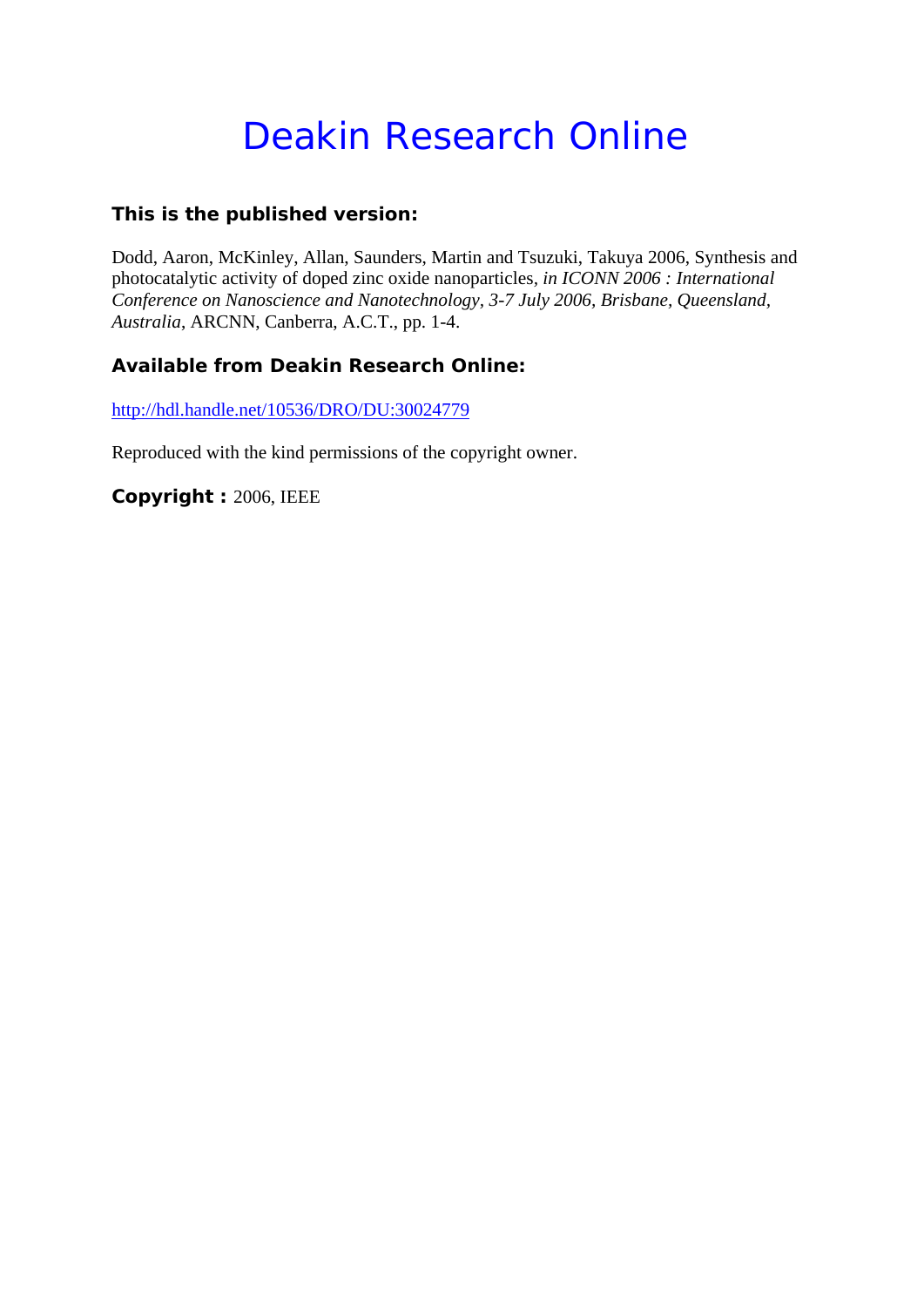# Deakin Research Online

**This is the published version:**

Dodd, Aaron, McKinley, Allan, Saunders, Martin and Tsuzuki, Takuya 2006, Synthesis and photocatalytic activity of doped zinc oxide nanoparticles*, in ICONN 2006 : International Conference on Nanoscience and Nanotechnology, 3-7 July 2006, Brisbane, Queensland, Australia*, ARCNN, Canberra, A.C.T., pp. 1-4.

**Available from Deakin Research Online:**

http://hdl.handle.net/10536/DRO/DU:30024779

Reproduced with the kind permissions of the copyright owner.

**Copyright :** 2006, IEEE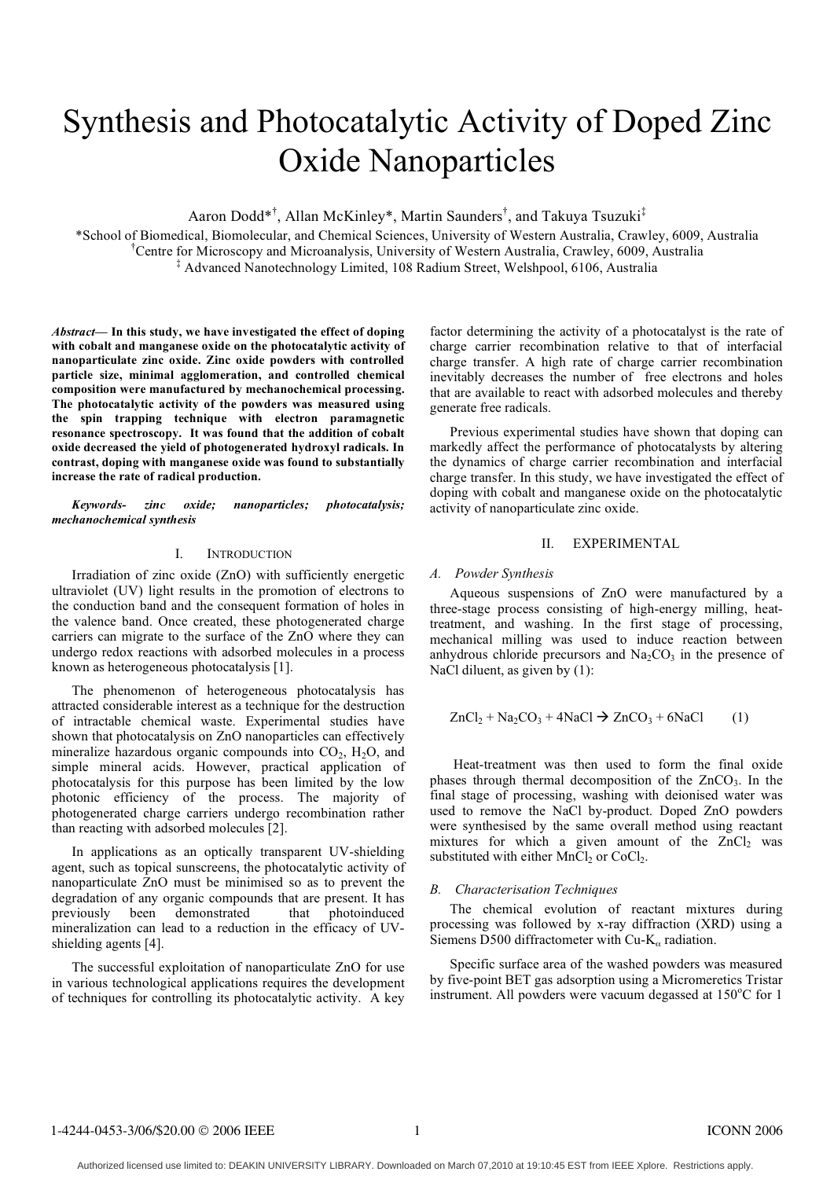# Synthesis and Photocatalytic Activity of Doped Zinc Oxide Nanoparticles

Aaron Dodd*[†], Allan McKinley*, Martin Saunders[†], and Takuya Tsuzuki[‡]

*School of Biomedical, Biomolecular, and Chemical Sciences, University of Western Australia, Crawley, 6009, Australia
[†]Centre for Microscopy and Microanalysis, University of Western Australia, Crawley, 6009, Australia
[‡] Advanced Nanotechnology Limited, 108 Radium Street, Welshpool, 6106, Australia

***Abstract*— In this study, we have investigated the effect of doping with cobalt and manganese oxide on the photocatalytic activity of nanoparticulate zinc oxide. Zinc oxide powders with controlled particle size, minimal agglomeration, and controlled chemical composition were manufactured by mechanochemical processing. The photocatalytic activity of the powders was measured using the spin trapping technique with electron paramagnetic resonance spectroscopy. It was found that the addition of cobalt oxide decreased the yield of photogenerated hydroxyl radicals. In contrast, doping with manganese oxide was found to substantially increase the rate of radical production.**

***Keywords- zinc oxide; nanoparticles; photocatalysis; mechanochemical synthesis***

## I. INTRODUCTION

Irradiation of zinc oxide (ZnO) with sufficiently energetic ultraviolet (UV) light results in the promotion of electrons to the conduction band and the consequent formation of holes in the valence band. Once created, these photogenerated charge carriers can migrate to the surface of the ZnO where they can undergo redox reactions with adsorbed molecules in a process known as heterogeneous photocatalysis [1].

The phenomenon of heterogeneous photocatalysis has attracted considerable interest as a technique for the destruction of intractable chemical waste. Experimental studies have shown that photocatalysis on ZnO nanoparticles can effectively mineralize hazardous organic compounds into $CO_2$, $H_2O$, and simple mineral acids. However, practical application of photocatalysis for this purpose has been limited by the low photonic efficiency of the process. The majority of photogenerated charge carriers undergo recombination rather than reacting with adsorbed molecules [2].

In applications as an optically transparent UV-shielding agent, such as topical sunscreens, the photocatalytic activity of nanoparticulate ZnO must be minimised so as to prevent the degradation of any organic compounds that are present. It has previously been demonstrated that photoinduced mineralization can lead to a reduction in the efficacy of UV-shielding agents [4].

The successful exploitation of nanoparticulate ZnO for use in various technological applications requires the development of techniques for controlling its photocatalytic activity. A key factor determining the activity of a photocatalyst is the rate of charge carrier recombination relative to that of interfacial charge transfer. A high rate of charge carrier recombination inevitably decreases the number of free electrons and holes that are available to react with adsorbed molecules and thereby generate free radicals.

Previous experimental studies have shown that doping can markedly affect the performance of photocatalysts by altering the dynamics of charge carrier recombination and interfacial charge transfer. In this study, we have investigated the effect of doping with cobalt and manganese oxide on the photocatalytic activity of nanoparticulate zinc oxide.

## II. EXPERIMENTAL

### *A. Powder Synthesis*

Aqueous suspensions of ZnO were manufactured by a three-stage process consisting of high-energy milling, heat-treatment, and washing. In the first stage of processing, mechanical milling was used to induce reaction between anhydrous chloride precursors and $Na_2CO_3$ in the presence of NaCl diluent, as given by (1):

$$ZnCl_2 + Na_2CO_3 + 4NaCl \rightarrow ZnCO_3 + 6NaCl \qquad (1)$$

Heat-treatment was then used to form the final oxide phases through thermal decomposition of the $ZnCO_3$. In the final stage of processing, washing with deionised water was used to remove the NaCl by-product. Doped ZnO powders were synthesised by the same overall method using reactant mixtures for which a given amount of the $ZnCl_2$ was substituted with either $MnCl_2$ or $CoCl_2$.

### *B. Characterisation Techniques*

The chemical evolution of reactant mixtures during processing was followed by x-ray diffraction (XRD) using a Siemens D500 diffractometer with Cu-$K_\alpha$ radiation.

Specific surface area of the washed powders was measured by five-point BET gas adsorption using a Micromeretics Tristar instrument. All powders were vacuum degassed at 150°C for 1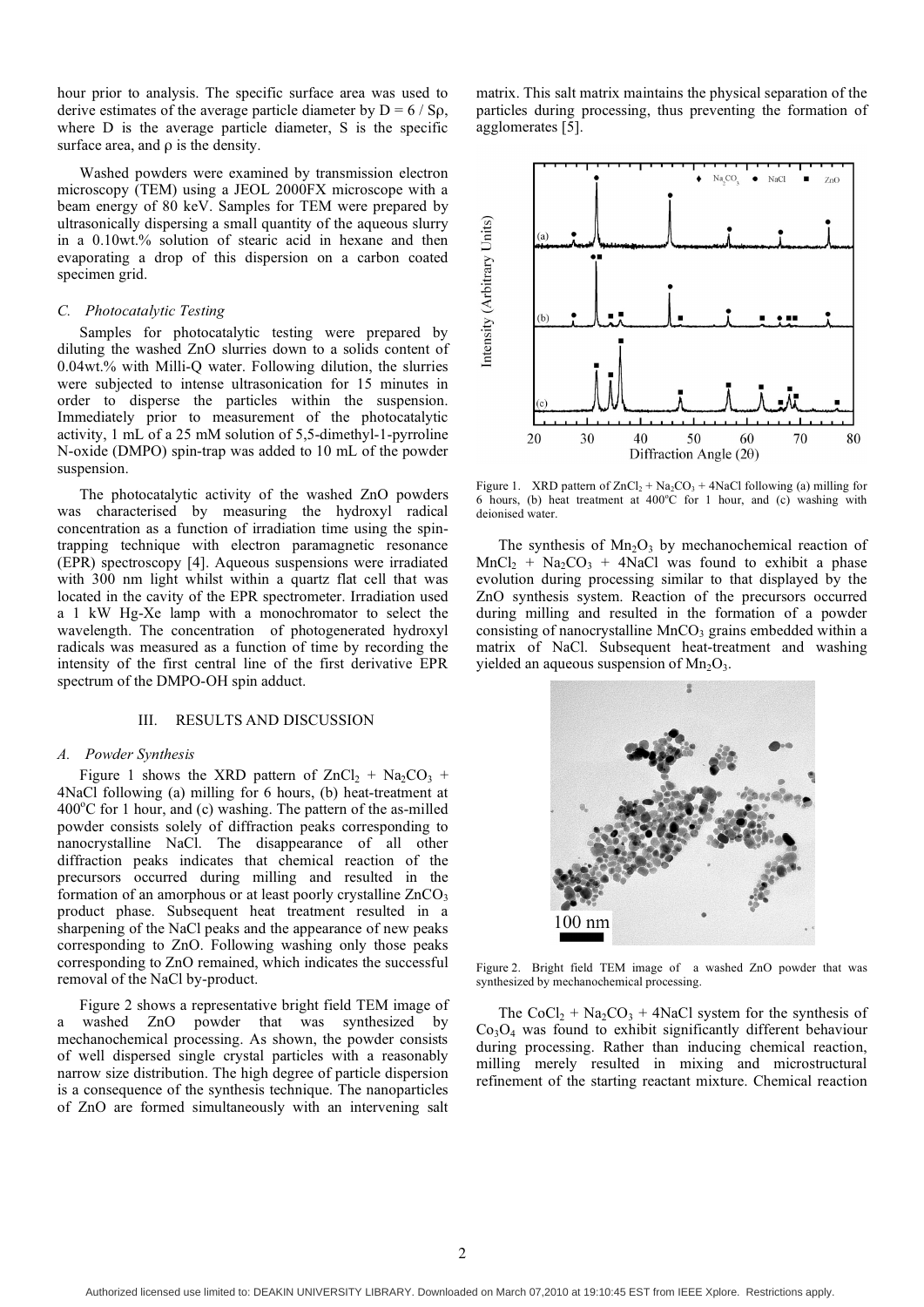hour prior to analysis. The specific surface area was used to derive estimates of the average particle diameter by $D = 6 / S\rho$, where D is the average particle diameter, S is the specific surface area, and $\rho$ is the density.

Washed powders were examined by transmission electron microscopy (TEM) using a JEOL 2000FX microscope with a beam energy of 80 keV. Samples for TEM were prepared by ultrasonically dispersing a small quantity of the aqueous slurry in a 0.10wt.% solution of stearic acid in hexane and then evaporating a drop of this dispersion on a carbon coated specimen grid.

### *C. Photocatalytic Testing*

Samples for photocatalytic testing were prepared by diluting the washed ZnO slurries down to a solids content of 0.04wt.% with Milli-Q water. Following dilution, the slurries were subjected to intense ultrasonication for 15 minutes in order to disperse the particles within the suspension. Immediately prior to measurement of the photocatalytic activity, 1 mL of a 25 mM solution of 5,5-dimethyl-1-pyrroline N-oxide (DMPO) spin-trap was added to 10 mL of the powder suspension.

The photocatalytic activity of the washed ZnO powders was characterised by measuring the hydroxyl radical concentration as a function of irradiation time using the spin-trapping technique with electron paramagnetic resonance (EPR) spectroscopy [4]. Aqueous suspensions were irradiated with 300 nm light whilst within a quartz flat cell that was located in the cavity of the EPR spectrometer. Irradiation used a 1 kW Hg-Xe lamp with a monochromator to select the wavelength. The concentration of photogenerated hydroxyl radicals was measured as a function of time by recording the intensity of the first central line of the first derivative EPR spectrum of the DMPO-OH spin adduct.

## III. RESULTS AND DISCUSSION

### *A. Powder Synthesis*

Figure 1 shows the XRD pattern of $ZnCl_2 + Na_2CO_3 + 4NaCl$ following (a) milling for 6 hours, (b) heat-treatment at 400°C for 1 hour, and (c) washing. The pattern of the as-milled powder consists solely of diffraction peaks corresponding to nanocrystalline NaCl. The disappearance of all other diffraction peaks indicates that chemical reaction of the precursors occurred during milling and resulted in the formation of an amorphous or at least poorly crystalline $ZnCO_3$ product phase. Subsequent heat treatment resulted in a sharpening of the NaCl peaks and the appearance of new peaks corresponding to ZnO. Following washing only those peaks corresponding to ZnO remained, which indicates the successful removal of the NaCl by-product.

Figure 2 shows a representative bright field TEM image of a washed ZnO powder that was synthesized by mechanochemical processing. As shown, the powder consists of well dispersed single crystal particles with a reasonably narrow size distribution. The high degree of particle dispersion is a consequence of the synthesis technique. The nanoparticles of ZnO are formed simultaneously with an intervening salt matrix. This salt matrix maintains the physical separation of the particles during processing, thus preventing the formation of agglomerates [5].

Figure 1. XRD pattern of $ZnCl_2 + Na_2CO_3 + 4NaCl$ following (a) milling for 6 hours, (b) heat treatment at 400°C for 1 hour, and (c) washing with deionised water.

The synthesis of $Mn_2O_3$ by mechanochemical reaction of $MnCl_2 + Na_2CO_3 + 4NaCl$ was found to exhibit a phase evolution during processing similar to that displayed by the ZnO synthesis system. Reaction of the precursors occurred during milling and resulted in the formation of a powder consisting of nanocrystalline $MnCO_3$ grains embedded within a matrix of NaCl. Subsequent heat-treatment and washing yielded an aqueous suspension of $Mn_2O_3$.

Figure 2. Bright field TEM image of a washed ZnO powder that was synthesized by mechanochemical processing.

The $CoCl_2 + Na_2CO_3 + 4NaCl$ system for the synthesis of $Co_3O_4$ was found to exhibit significantly different behaviour during processing. Rather than inducing chemical reaction, milling merely resulted in mixing and microstructural refinement of the starting reactant mixture. Chemical reaction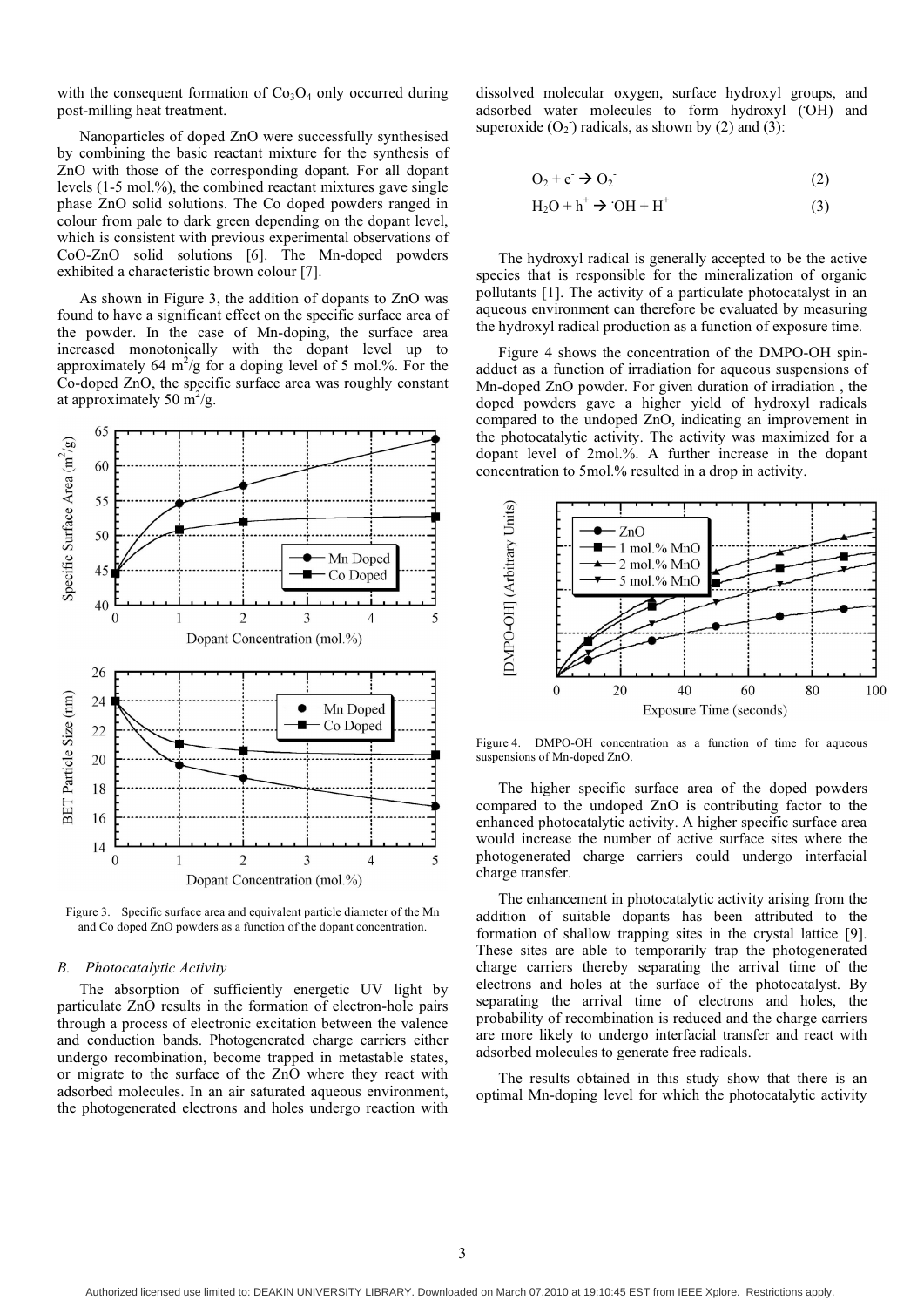with the consequent formation of $Co_3O_4$ only occurred during post-milling heat treatment.

Nanoparticles of doped ZnO were successfully synthesised by combining the basic reactant mixture for the synthesis of ZnO with those of the corresponding dopant. For all dopant levels (1-5 mol.%), the combined reactant mixtures gave single phase ZnO solid solutions. The Co doped powders ranged in colour from pale to dark green depending on the dopant level, which is consistent with previous experimental observations of CoO-ZnO solid solutions [6]. The Mn-doped powders exhibited a characteristic brown colour [7].

As shown in Figure 3, the addition of dopants to ZnO was found to have a significant effect on the specific surface area of the powder. In the case of Mn-doping, the surface area increased monotonically with the dopant level up to approximately 64 $m^2/g$ for a doping level of 5 mol.%. For the Co-doped ZnO, the specific surface area was roughly constant at approximately 50 $m^2/g$.

Figure 3. Specific surface area and equivalent particle diameter of the Mn and Co doped ZnO powders as a function of the dopant concentration.

### B. Photocatalytic Activity

The absorption of sufficiently energetic UV light by particulate ZnO results in the formation of electron-hole pairs through a process of electronic excitation between the valence and conduction bands. Photogenerated charge carriers either undergo recombination, become trapped in metastable states, or migrate to the surface of the ZnO where they react with adsorbed molecules. In an air saturated aqueous environment, the photogenerated electrons and holes undergo reaction with dissolved molecular oxygen, surface hydroxyl groups, and adsorbed water molecules to form hydroxyl ($^{\cdot}OH$) and superoxide ($O_2^-$) radicals, as shown by (2) and (3):

$$O_2 + e^- \rightarrow O_2^- \quad (2)$$

$$H_2O + h^+ \rightarrow {}^{\cdot}OH + H^+ \quad (3)$$

The hydroxyl radical is generally accepted to be the active species that is responsible for the mineralization of organic pollutants [1]. The activity of a particulate photocatalyst in an aqueous environment can therefore be evaluated by measuring the hydroxyl radical production as a function of exposure time.

Figure 4 shows the concentration of the DMPO-OH spin-adduct as a function of irradiation for aqueous suspensions of Mn-doped ZnO powder. For given duration of irradiation , the doped powders gave a higher yield of hydroxyl radicals compared to the undoped ZnO, indicating an improvement in the photocatalytic activity. The activity was maximized for a dopant level of 2mol.%. A further increase in the dopant concentration to 5mol.% resulted in a drop in activity.

Figure 4. DMPO-OH concentration as a function of time for aqueous suspensions of Mn-doped ZnO.

The higher specific surface area of the doped powders compared to the undoped ZnO is contributing factor to the enhanced photocatalytic activity. A higher specific surface area would increase the number of active surface sites where the photogenerated charge carriers could undergo interfacial charge transfer.

The enhancement in photocatalytic activity arising from the addition of suitable dopants has been attributed to the formation of shallow trapping sites in the crystal lattice [9]. These sites are able to temporarily trap the photogenerated charge carriers thereby separating the arrival time of the electrons and holes at the surface of the photocatalyst. By separating the arrival time of electrons and holes, the probability of recombination is reduced and the charge carriers are more likely to undergo interfacial transfer and react with adsorbed molecules to generate free radicals.

The results obtained in this study show that there is an optimal Mn-doping level for which the photocatalytic activity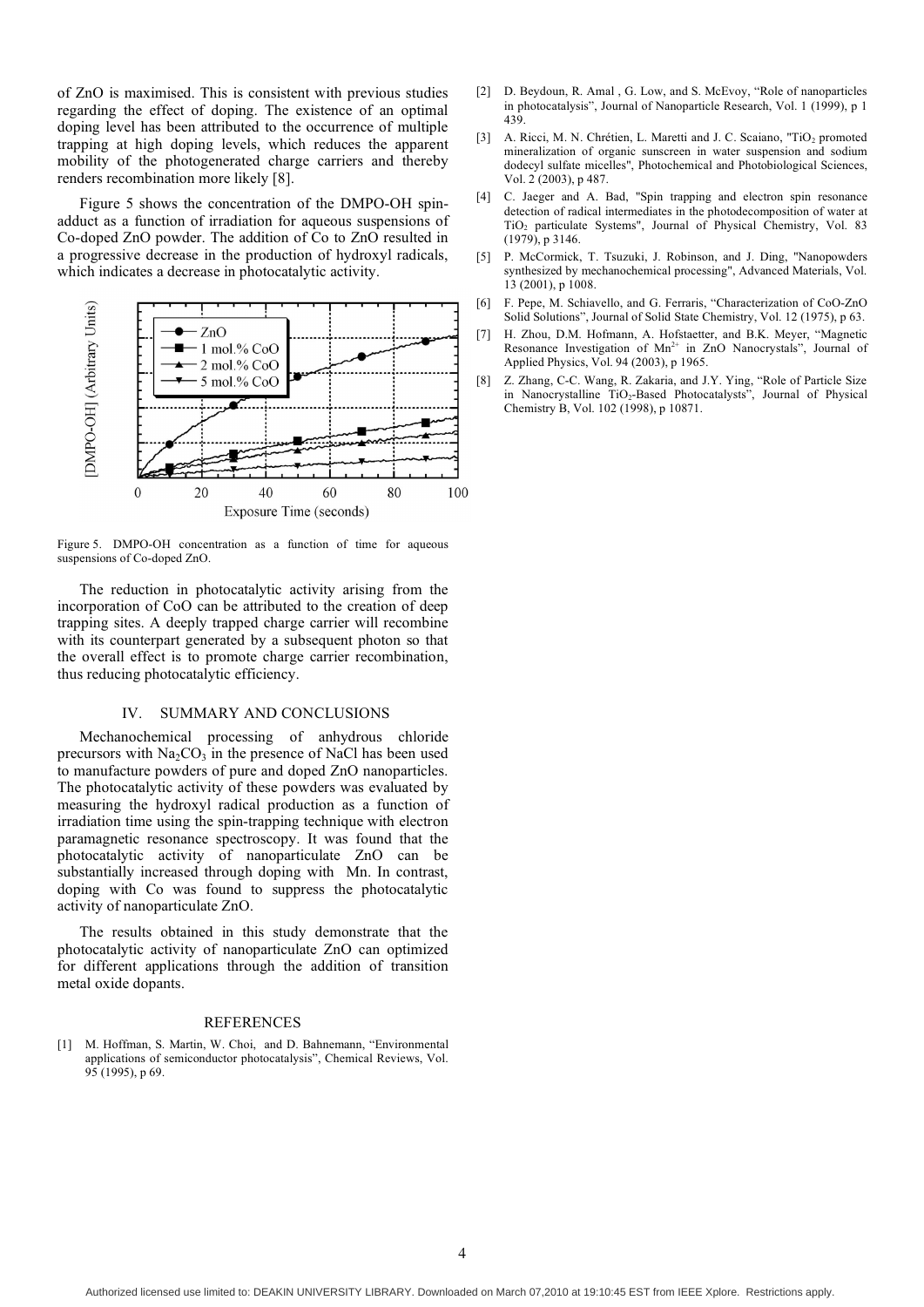of ZnO is maximised. This is consistent with previous studies regarding the effect of doping. The existence of an optimal doping level has been attributed to the occurrence of multiple trapping at high doping levels, which reduces the apparent mobility of the photogenerated charge carriers and thereby renders recombination more likely [8].

Figure 5 shows the concentration of the DMPO-OH spin-adduct as a function of irradiation for aqueous suspensions of Co-doped ZnO powder. The addition of Co to ZnO resulted in a progressive decrease in the production of hydroxyl radicals, which indicates a decrease in photocatalytic activity.

[DMPO-OH] (Arbitrary Units)

ZnO
1 mol.% CoO
2 mol.% CoO
5 mol.% CoO

0 20 40 60 80 100

Exposure Time (seconds)

Figure 5. DMPO-OH concentration as a function of time for aqueous suspensions of Co-doped ZnO.

The reduction in photocatalytic activity arising from the incorporation of CoO can be attributed to the creation of deep trapping sites. A deeply trapped charge carrier will recombine with its counterpart generated by a subsequent photon so that the overall effect is to promote charge carrier recombination, thus reducing photocatalytic efficiency.

## IV. SUMMARY AND CONCLUSIONS

Mechanochemical processing of anhydrous chloride precursors with $Na_2CO_3$ in the presence of NaCl has been used to manufacture powders of pure and doped ZnO nanoparticles. The photocatalytic activity of these powders was evaluated by measuring the hydroxyl radical production as a function of irradiation time using the spin-trapping technique with electron paramagnetic resonance spectroscopy. It was found that the photocatalytic activity of nanoparticulate ZnO can be substantially increased through doping with Mn. In contrast, doping with Co was found to suppress the photocatalytic activity of nanoparticulate ZnO.

The results obtained in this study demonstrate that the photocatalytic activity of nanoparticulate ZnO can optimized for different applications through the addition of transition metal oxide dopants.

## REFERENCES

[1] M. Hoffman, S. Martin, W. Choi, and D. Bahnemann, "Environmental applications of semiconductor photocatalysis", Chemical Reviews, Vol. 95 (1995), p 69.

[2] D. Beydoun, R. Amal , G. Low, and S. McEvoy, "Role of nanoparticles in photocatalysis", Journal of Nanoparticle Research, Vol. 1 (1999), p 1 439.

[3] A. Ricci, M. N. Chrétien, L. Maretti and J. C. Scaiano, "$TiO_2$ promoted mineralization of organic sunscreen in water suspension and sodium dodecyl sulfate micelles", Photochemical and Photobiological Sciences, Vol. 2 (2003), p 487.

[4] C. Jaeger and A. Bad, "Spin trapping and electron spin resonance detection of radical intermediates in the photodecomposition of water at $TiO_2$ particulate Systems", Journal of Physical Chemistry, Vol. 83 (1979), p 3146.

[5] P. McCormick, T. Tsuzuki, J. Robinson, and J. Ding, "Nanopowders synthesized by mechanochemical processing", Advanced Materials, Vol. 13 (2001), p 1008.

[6] F. Pepe, M. Schiavello, and G. Ferraris, "Characterization of CoO-ZnO Solid Solutions", Journal of Solid State Chemistry, Vol. 12 (1975), p 63.

[7] H. Zhou, D.M. Hofmann, A. Hofstaetter, and B.K. Meyer, "Magnetic Resonance Investigation of $Mn^{2+}$ in ZnO Nanocrystals", Journal of Applied Physics, Vol. 94 (2003), p 1965.

[8] Z. Zhang, C-C. Wang, R. Zakaria, and J.Y. Ying, "Role of Particle Size in Nanocrystalline $TiO_2$-Based Photocatalysts", Journal of Physical Chemistry B, Vol. 102 (1998), p 10871.